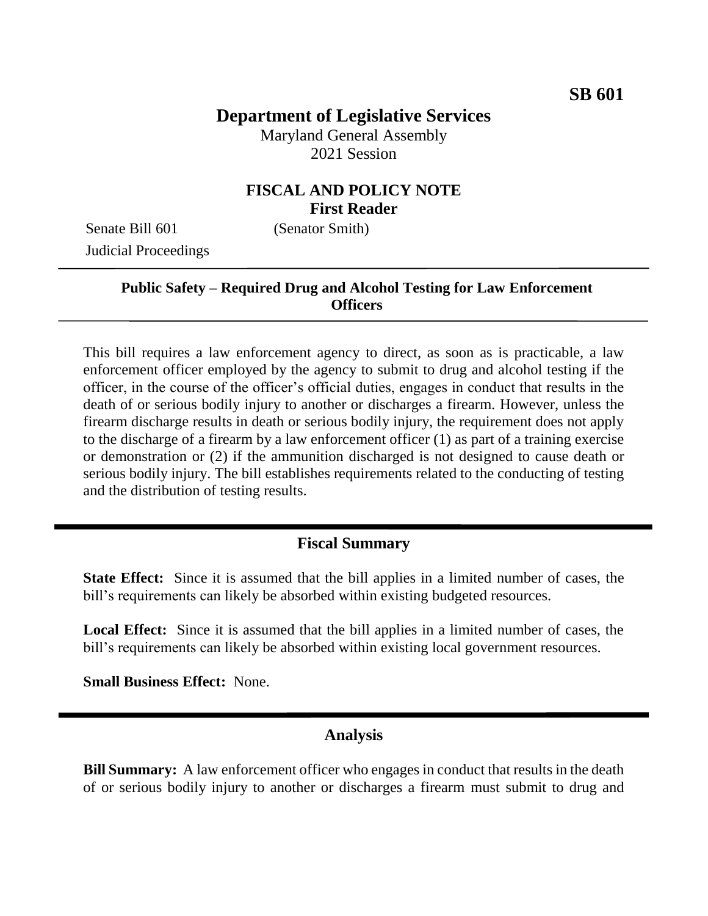**SB 601**

# Department of Legislative Services

Maryland General Assembly
2021 Session

## FISCAL AND POLICY NOTE
**First Reader**

Senate Bill 601 (Senator Smith)
Judicial Proceedings

### Public Safety – Required Drug and Alcohol Testing for Law Enforcement Officers

This bill requires a law enforcement agency to direct, as soon as is practicable, a law enforcement officer employed by the agency to submit to drug and alcohol testing if the officer, in the course of the officer's official duties, engages in conduct that results in the death of or serious bodily injury to another or discharges a firearm. However, unless the firearm discharge results in death or serious bodily injury, the requirement does not apply to the discharge of a firearm by a law enforcement officer (1) as part of a training exercise or demonstration or (2) if the ammunition discharged is not designed to cause death or serious bodily injury. The bill establishes requirements related to the conducting of testing and the distribution of testing results.

## Fiscal Summary

**State Effect:** Since it is assumed that the bill applies in a limited number of cases, the bill's requirements can likely be absorbed within existing budgeted resources.

**Local Effect:** Since it is assumed that the bill applies in a limited number of cases, the bill's requirements can likely be absorbed within existing local government resources.

**Small Business Effect:** None.

## Analysis

**Bill Summary:** A law enforcement officer who engages in conduct that results in the death of or serious bodily injury to another or discharges a firearm must submit to drug and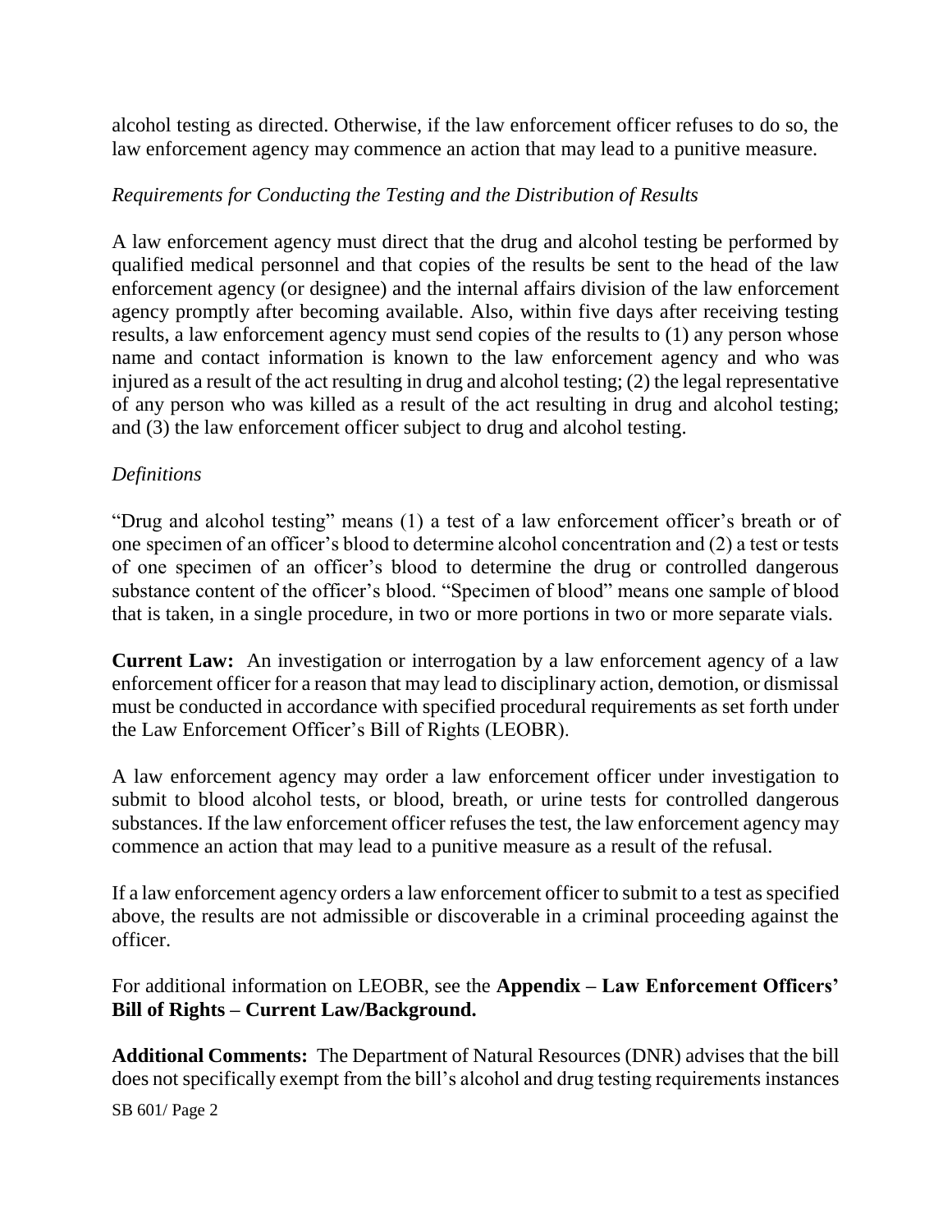alcohol testing as directed. Otherwise, if the law enforcement officer refuses to do so, the law enforcement agency may commence an action that may lead to a punitive measure.

*Requirements for Conducting the Testing and the Distribution of Results*

A law enforcement agency must direct that the drug and alcohol testing be performed by qualified medical personnel and that copies of the results be sent to the head of the law enforcement agency (or designee) and the internal affairs division of the law enforcement agency promptly after becoming available. Also, within five days after receiving testing results, a law enforcement agency must send copies of the results to (1) any person whose name and contact information is known to the law enforcement agency and who was injured as a result of the act resulting in drug and alcohol testing; (2) the legal representative of any person who was killed as a result of the act resulting in drug and alcohol testing; and (3) the law enforcement officer subject to drug and alcohol testing.

*Definitions*

"Drug and alcohol testing" means (1) a test of a law enforcement officer's breath or of one specimen of an officer's blood to determine alcohol concentration and (2) a test or tests of one specimen of an officer's blood to determine the drug or controlled dangerous substance content of the officer's blood. "Specimen of blood" means one sample of blood that is taken, in a single procedure, in two or more portions in two or more separate vials.

**Current Law:** An investigation or interrogation by a law enforcement agency of a law enforcement officer for a reason that may lead to disciplinary action, demotion, or dismissal must be conducted in accordance with specified procedural requirements as set forth under the Law Enforcement Officer's Bill of Rights (LEOBR).

A law enforcement agency may order a law enforcement officer under investigation to submit to blood alcohol tests, or blood, breath, or urine tests for controlled dangerous substances. If the law enforcement officer refuses the test, the law enforcement agency may commence an action that may lead to a punitive measure as a result of the refusal.

If a law enforcement agency orders a law enforcement officer to submit to a test as specified above, the results are not admissible or discoverable in a criminal proceeding against the officer.

For additional information on LEOBR, see the **Appendix – Law Enforcement Officers' Bill of Rights – Current Law/Background.**

**Additional Comments:** The Department of Natural Resources (DNR) advises that the bill does not specifically exempt from the bill's alcohol and drug testing requirements instances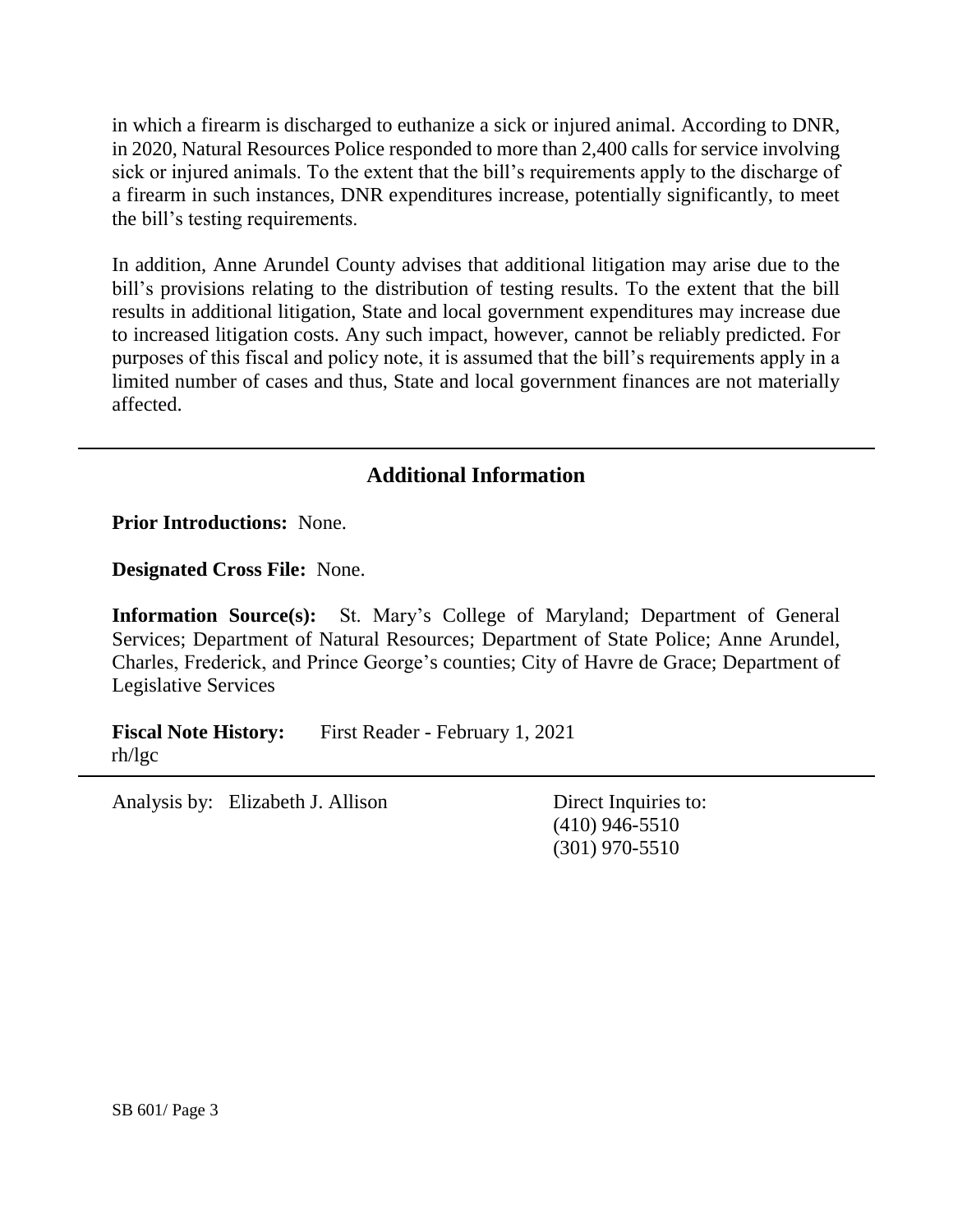in which a firearm is discharged to euthanize a sick or injured animal. According to DNR, in 2020, Natural Resources Police responded to more than 2,400 calls for service involving sick or injured animals. To the extent that the bill's requirements apply to the discharge of a firearm in such instances, DNR expenditures increase, potentially significantly, to meet the bill's testing requirements.

In addition, Anne Arundel County advises that additional litigation may arise due to the bill's provisions relating to the distribution of testing results. To the extent that the bill results in additional litigation, State and local government expenditures may increase due to increased litigation costs. Any such impact, however, cannot be reliably predicted. For purposes of this fiscal and policy note, it is assumed that the bill's requirements apply in a limited number of cases and thus, State and local government finances are not materially affected.

---

## Additional Information

**Prior Introductions:** None.

**Designated Cross File:** None.

**Information Source(s):** St. Mary's College of Maryland; Department of General Services; Department of Natural Resources; Department of State Police; Anne Arundel, Charles, Frederick, and Prince George's counties; City of Havre de Grace; Department of Legislative Services

**Fiscal Note History:** First Reader - February 1, 2021
rh/lgc

---

Analysis by: Elizabeth J. Allison

Direct Inquiries to:
(410) 946-5510
(301) 970-5510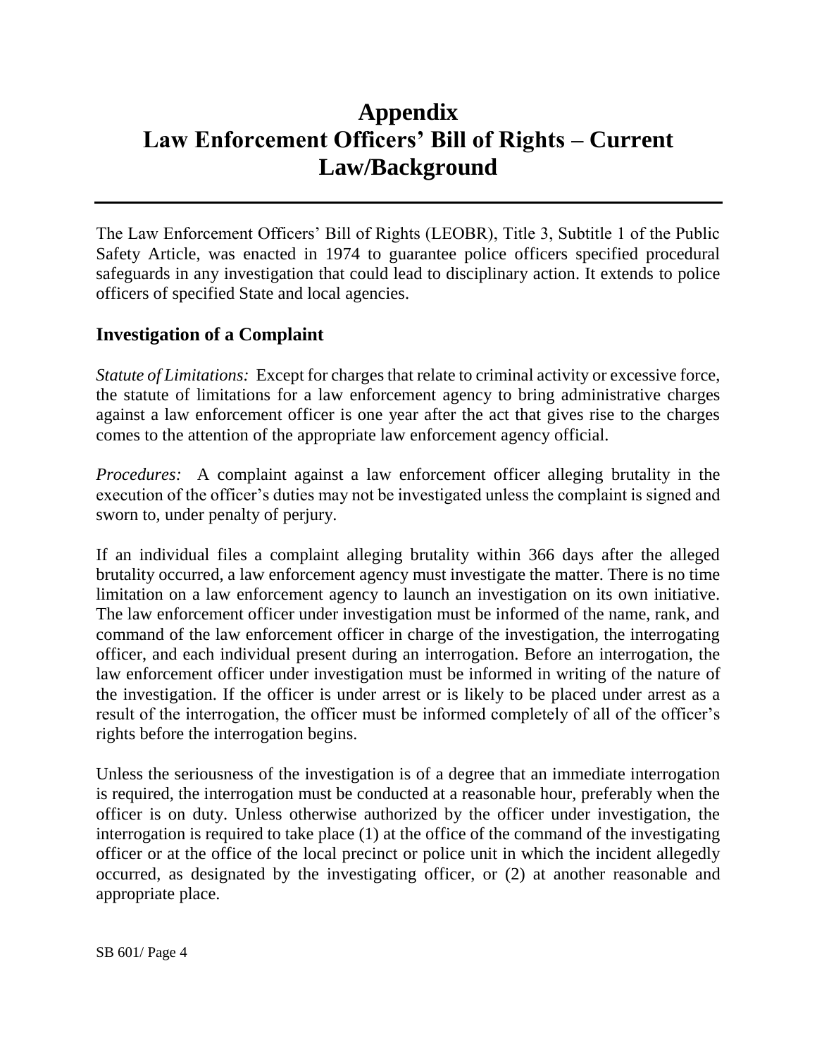# Appendix
# Law Enforcement Officers' Bill of Rights – Current Law/Background

The Law Enforcement Officers' Bill of Rights (LEOBR), Title 3, Subtitle 1 of the Public Safety Article, was enacted in 1974 to guarantee police officers specified procedural safeguards in any investigation that could lead to disciplinary action. It extends to police officers of specified State and local agencies.

## Investigation of a Complaint

*Statute of Limitations:* Except for charges that relate to criminal activity or excessive force, the statute of limitations for a law enforcement agency to bring administrative charges against a law enforcement officer is one year after the act that gives rise to the charges comes to the attention of the appropriate law enforcement agency official.

*Procedures:* A complaint against a law enforcement officer alleging brutality in the execution of the officer's duties may not be investigated unless the complaint is signed and sworn to, under penalty of perjury.

If an individual files a complaint alleging brutality within 366 days after the alleged brutality occurred, a law enforcement agency must investigate the matter. There is no time limitation on a law enforcement agency to launch an investigation on its own initiative. The law enforcement officer under investigation must be informed of the name, rank, and command of the law enforcement officer in charge of the investigation, the interrogating officer, and each individual present during an interrogation. Before an interrogation, the law enforcement officer under investigation must be informed in writing of the nature of the investigation. If the officer is under arrest or is likely to be placed under arrest as a result of the interrogation, the officer must be informed completely of all of the officer's rights before the interrogation begins.

Unless the seriousness of the investigation is of a degree that an immediate interrogation is required, the interrogation must be conducted at a reasonable hour, preferably when the officer is on duty. Unless otherwise authorized by the officer under investigation, the interrogation is required to take place (1) at the office of the command of the investigating officer or at the office of the local precinct or police unit in which the incident allegedly occurred, as designated by the investigating officer, or (2) at another reasonable and appropriate place.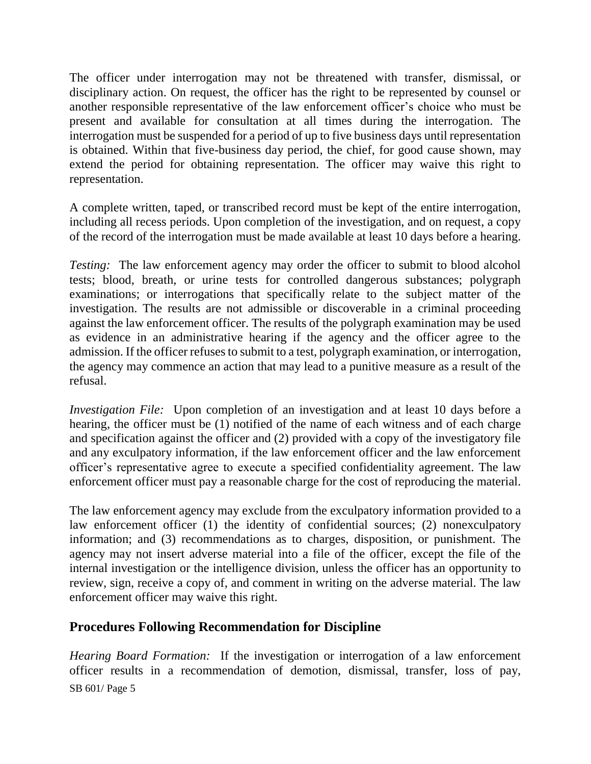The officer under interrogation may not be threatened with transfer, dismissal, or disciplinary action. On request, the officer has the right to be represented by counsel or another responsible representative of the law enforcement officer's choice who must be present and available for consultation at all times during the interrogation. The interrogation must be suspended for a period of up to five business days until representation is obtained. Within that five-business day period, the chief, for good cause shown, may extend the period for obtaining representation. The officer may waive this right to representation.

A complete written, taped, or transcribed record must be kept of the entire interrogation, including all recess periods. Upon completion of the investigation, and on request, a copy of the record of the interrogation must be made available at least 10 days before a hearing.

*Testing:* The law enforcement agency may order the officer to submit to blood alcohol tests; blood, breath, or urine tests for controlled dangerous substances; polygraph examinations; or interrogations that specifically relate to the subject matter of the investigation. The results are not admissible or discoverable in a criminal proceeding against the law enforcement officer. The results of the polygraph examination may be used as evidence in an administrative hearing if the agency and the officer agree to the admission. If the officer refuses to submit to a test, polygraph examination, or interrogation, the agency may commence an action that may lead to a punitive measure as a result of the refusal.

*Investigation File:* Upon completion of an investigation and at least 10 days before a hearing, the officer must be (1) notified of the name of each witness and of each charge and specification against the officer and (2) provided with a copy of the investigatory file and any exculpatory information, if the law enforcement officer and the law enforcement officer's representative agree to execute a specified confidentiality agreement. The law enforcement officer must pay a reasonable charge for the cost of reproducing the material.

The law enforcement agency may exclude from the exculpatory information provided to a law enforcement officer (1) the identity of confidential sources; (2) nonexculpatory information; and (3) recommendations as to charges, disposition, or punishment. The agency may not insert adverse material into a file of the officer, except the file of the internal investigation or the intelligence division, unless the officer has an opportunity to review, sign, receive a copy of, and comment in writing on the adverse material. The law enforcement officer may waive this right.

## Procedures Following Recommendation for Discipline

*Hearing Board Formation:* If the investigation or interrogation of a law enforcement officer results in a recommendation of demotion, dismissal, transfer, loss of pay,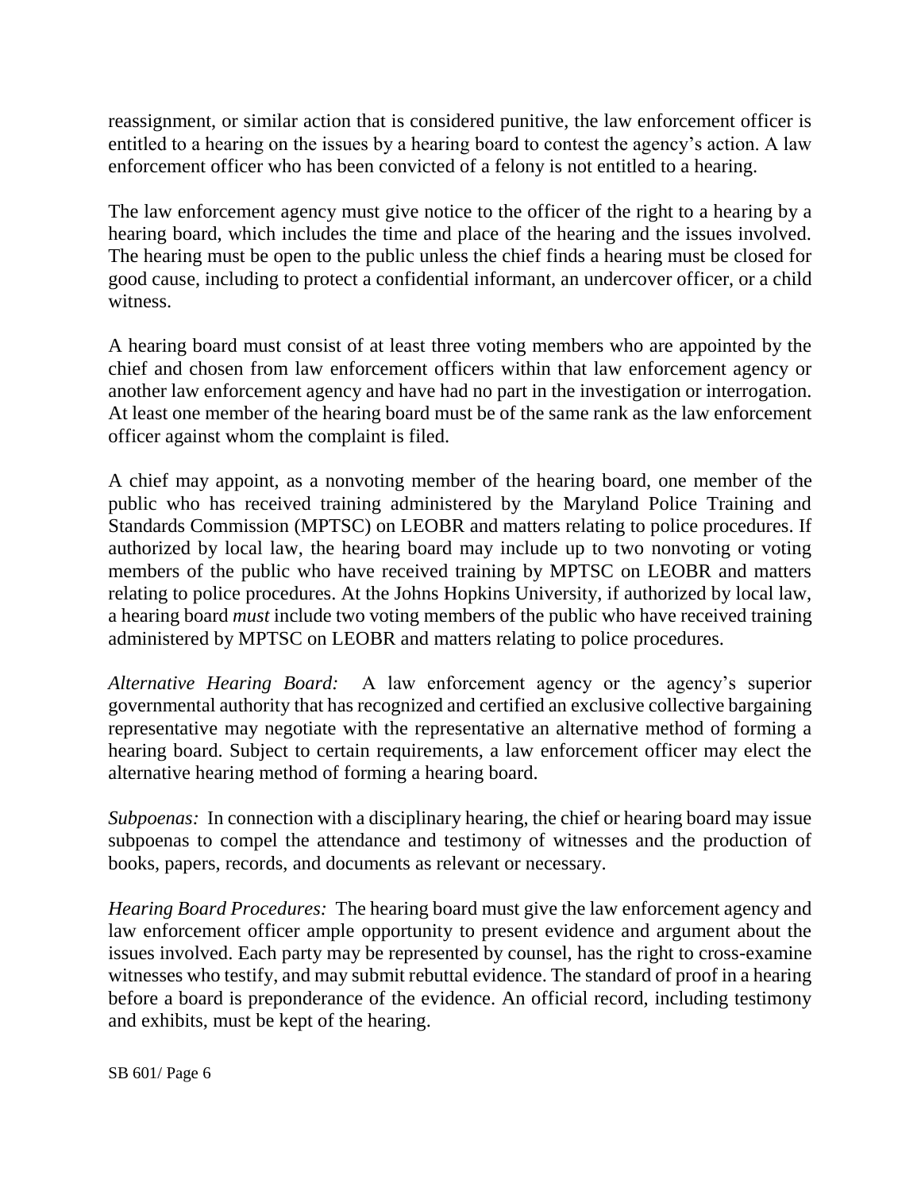reassignment, or similar action that is considered punitive, the law enforcement officer is entitled to a hearing on the issues by a hearing board to contest the agency's action. A law enforcement officer who has been convicted of a felony is not entitled to a hearing.

The law enforcement agency must give notice to the officer of the right to a hearing by a hearing board, which includes the time and place of the hearing and the issues involved. The hearing must be open to the public unless the chief finds a hearing must be closed for good cause, including to protect a confidential informant, an undercover officer, or a child witness.

A hearing board must consist of at least three voting members who are appointed by the chief and chosen from law enforcement officers within that law enforcement agency or another law enforcement agency and have had no part in the investigation or interrogation. At least one member of the hearing board must be of the same rank as the law enforcement officer against whom the complaint is filed.

A chief may appoint, as a nonvoting member of the hearing board, one member of the public who has received training administered by the Maryland Police Training and Standards Commission (MPTSC) on LEOBR and matters relating to police procedures. If authorized by local law, the hearing board may include up to two nonvoting or voting members of the public who have received training by MPTSC on LEOBR and matters relating to police procedures. At the Johns Hopkins University, if authorized by local law, a hearing board *must* include two voting members of the public who have received training administered by MPTSC on LEOBR and matters relating to police procedures.

*Alternative Hearing Board:* A law enforcement agency or the agency's superior governmental authority that has recognized and certified an exclusive collective bargaining representative may negotiate with the representative an alternative method of forming a hearing board. Subject to certain requirements, a law enforcement officer may elect the alternative hearing method of forming a hearing board.

*Subpoenas:* In connection with a disciplinary hearing, the chief or hearing board may issue subpoenas to compel the attendance and testimony of witnesses and the production of books, papers, records, and documents as relevant or necessary.

*Hearing Board Procedures:* The hearing board must give the law enforcement agency and law enforcement officer ample opportunity to present evidence and argument about the issues involved. Each party may be represented by counsel, has the right to cross-examine witnesses who testify, and may submit rebuttal evidence. The standard of proof in a hearing before a board is preponderance of the evidence. An official record, including testimony and exhibits, must be kept of the hearing.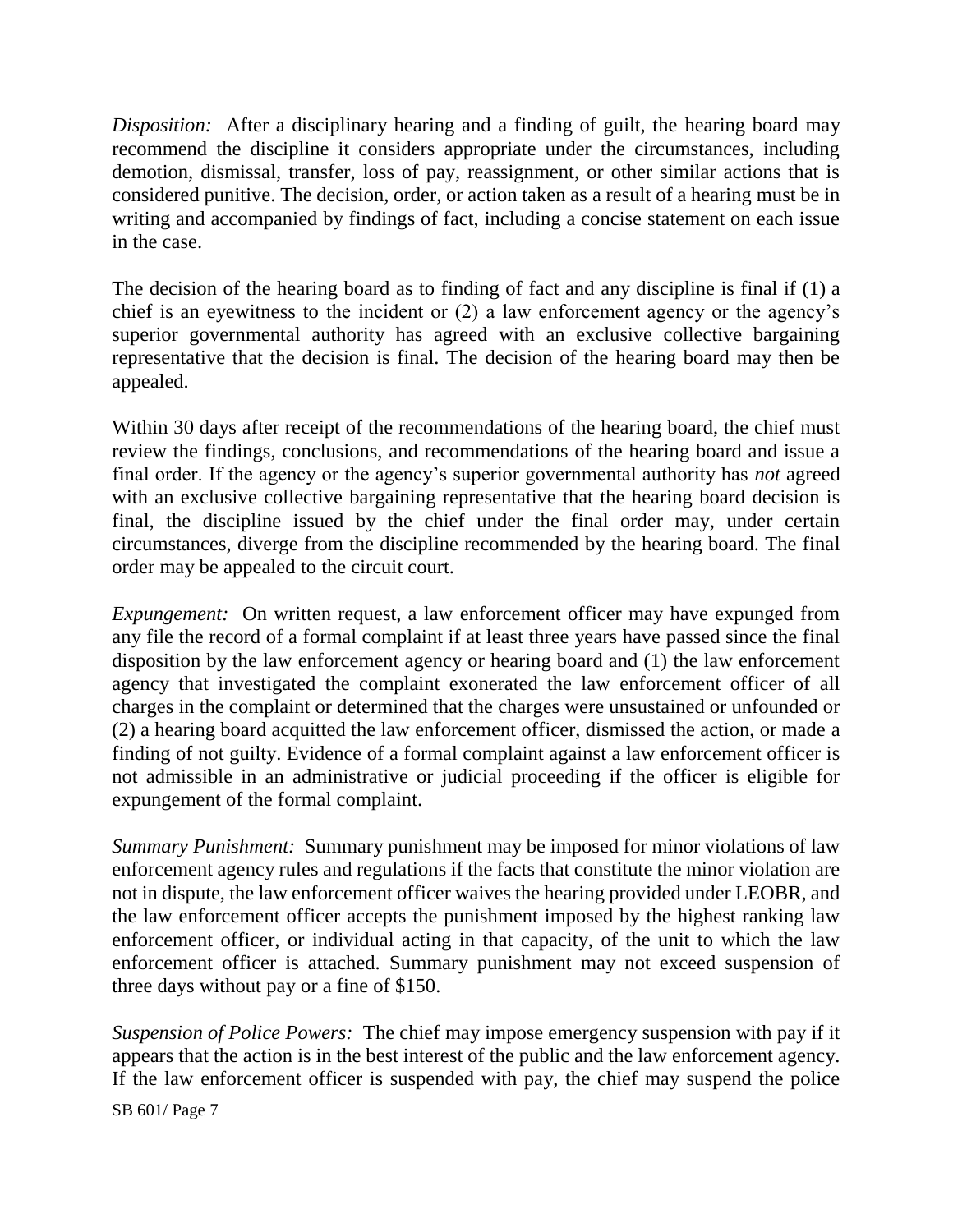*Disposition:* After a disciplinary hearing and a finding of guilt, the hearing board may recommend the discipline it considers appropriate under the circumstances, including demotion, dismissal, transfer, loss of pay, reassignment, or other similar actions that is considered punitive. The decision, order, or action taken as a result of a hearing must be in writing and accompanied by findings of fact, including a concise statement on each issue in the case.

The decision of the hearing board as to finding of fact and any discipline is final if (1) a chief is an eyewitness to the incident or (2) a law enforcement agency or the agency's superior governmental authority has agreed with an exclusive collective bargaining representative that the decision is final. The decision of the hearing board may then be appealed.

Within 30 days after receipt of the recommendations of the hearing board, the chief must review the findings, conclusions, and recommendations of the hearing board and issue a final order. If the agency or the agency's superior governmental authority has *not* agreed with an exclusive collective bargaining representative that the hearing board decision is final, the discipline issued by the chief under the final order may, under certain circumstances, diverge from the discipline recommended by the hearing board. The final order may be appealed to the circuit court.

*Expungement:* On written request, a law enforcement officer may have expunged from any file the record of a formal complaint if at least three years have passed since the final disposition by the law enforcement agency or hearing board and (1) the law enforcement agency that investigated the complaint exonerated the law enforcement officer of all charges in the complaint or determined that the charges were unsustained or unfounded or (2) a hearing board acquitted the law enforcement officer, dismissed the action, or made a finding of not guilty. Evidence of a formal complaint against a law enforcement officer is not admissible in an administrative or judicial proceeding if the officer is eligible for expungement of the formal complaint.

*Summary Punishment:* Summary punishment may be imposed for minor violations of law enforcement agency rules and regulations if the facts that constitute the minor violation are not in dispute, the law enforcement officer waives the hearing provided under LEOBR, and the law enforcement officer accepts the punishment imposed by the highest ranking law enforcement officer, or individual acting in that capacity, of the unit to which the law enforcement officer is attached. Summary punishment may not exceed suspension of three days without pay or a fine of $150.

*Suspension of Police Powers:* The chief may impose emergency suspension with pay if it appears that the action is in the best interest of the public and the law enforcement agency. If the law enforcement officer is suspended with pay, the chief may suspend the police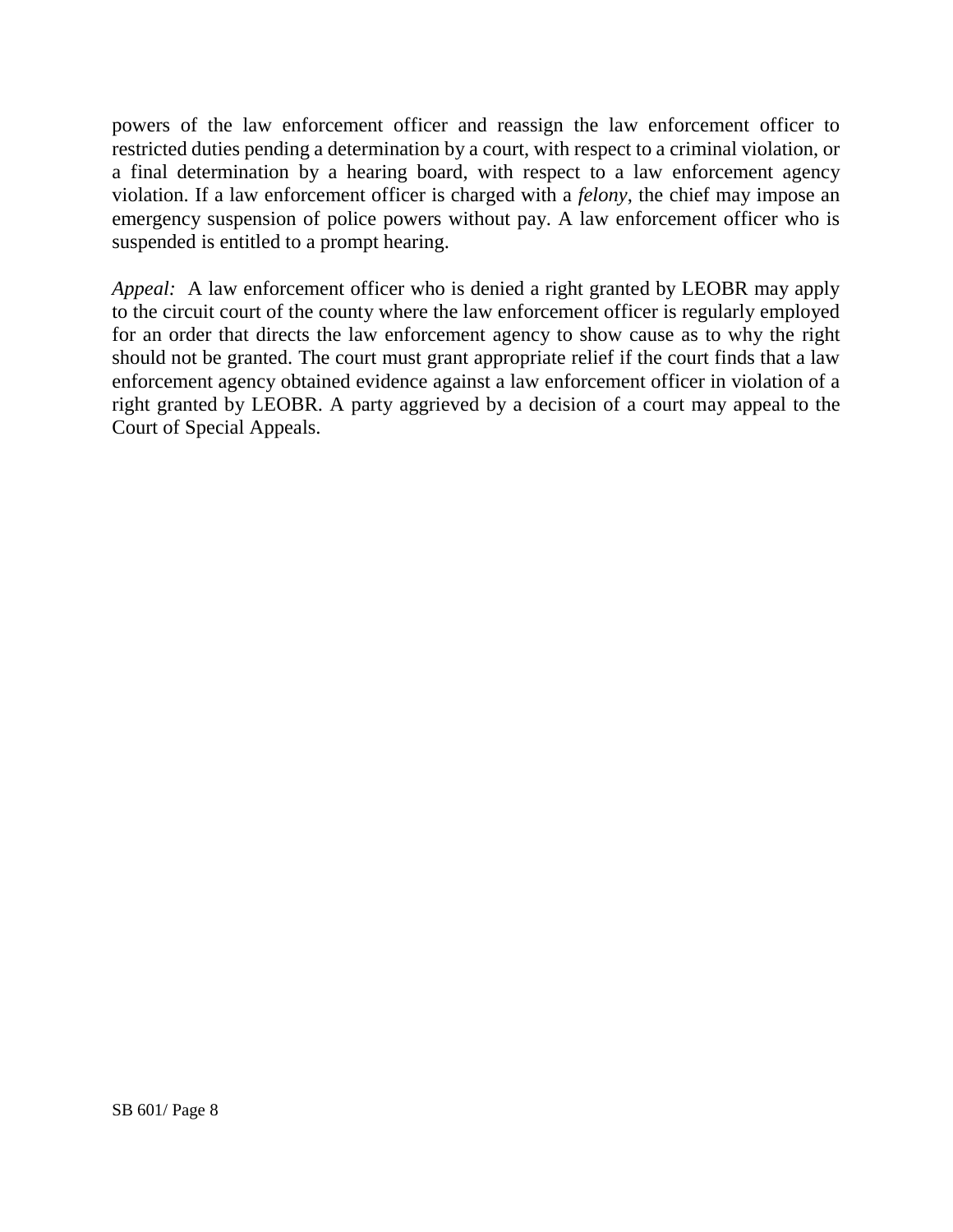powers of the law enforcement officer and reassign the law enforcement officer to restricted duties pending a determination by a court, with respect to a criminal violation, or a final determination by a hearing board, with respect to a law enforcement agency violation. If a law enforcement officer is charged with a *felony*, the chief may impose an emergency suspension of police powers without pay. A law enforcement officer who is suspended is entitled to a prompt hearing.

*Appeal:* A law enforcement officer who is denied a right granted by LEOBR may apply to the circuit court of the county where the law enforcement officer is regularly employed for an order that directs the law enforcement agency to show cause as to why the right should not be granted. The court must grant appropriate relief if the court finds that a law enforcement agency obtained evidence against a law enforcement officer in violation of a right granted by LEOBR. A party aggrieved by a decision of a court may appeal to the Court of Special Appeals.